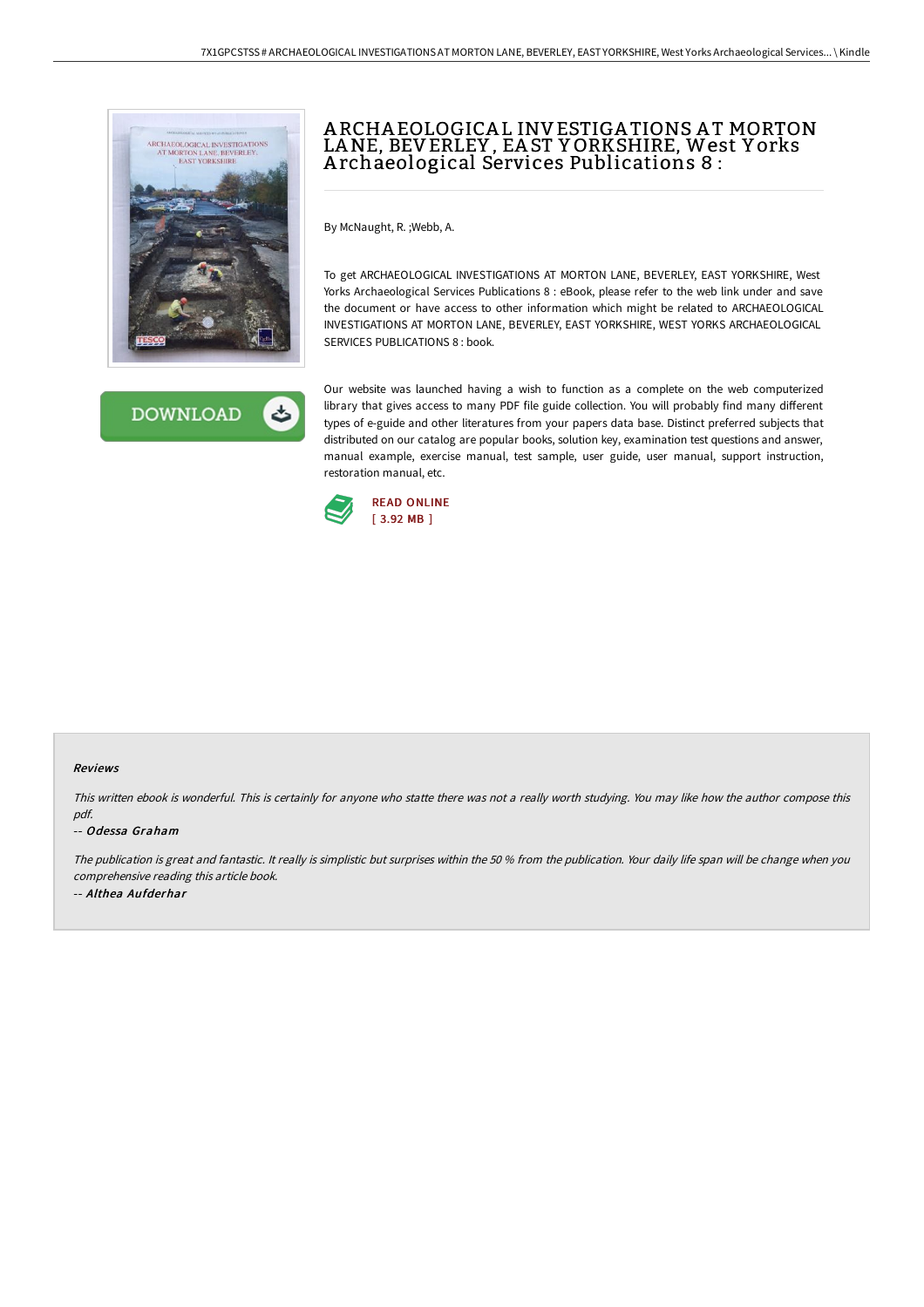# ARCHAEOLOGICAL INVESTIGATIONS AT MORTON LANE, BEVERLEY, EAST YORKSHIRE, West Yorks Archaeological Services Publications 8 :

By McNaught, R. ;Webb, A.

To get ARCHAEOLOGICAL INVESTIGATIONS AT MORTON LANE, BEVERLEY, EAST YORKSHIRE, West Yorks Archaeological Services Publications 8 : eBook, please refer to the web link under and save the document or have access to other information which might be related to ARCHAEOLOGICAL INVESTIGATIONS AT MORTON LANE, BEVERLEY, EAST YORKSHIRE, WEST YORKS ARCHAEOLOGICAL SERVICES PUBLICATIONS 8 : book.

Our website was launched having a wish to function as a complete on the web computerized library that gives access to many PDF file guide collection. You will probably find many different types of e-guide and other literatures from your papers data base. Distinct preferred subjects that distributed on our catalog are popular books, solution key, examination test questions and answer, manual example, exercise manual, test sample, user guide, user manual, support instruction, restoration manual, etc.

READ ONLINE
[ 3.92 MB ]

### Reviews

*This written ebook is wonderful. This is certainly for anyone who statte there was not a really worth studying. You may like how the author compose this pdf.*

-- *Odessa Graham*

*The publication is great and fantastic. It really is simplistic but surprises within the 50 % from the publication. Your daily life span will be change when you comprehensive reading this article book.*

-- *Althea Aufderhar*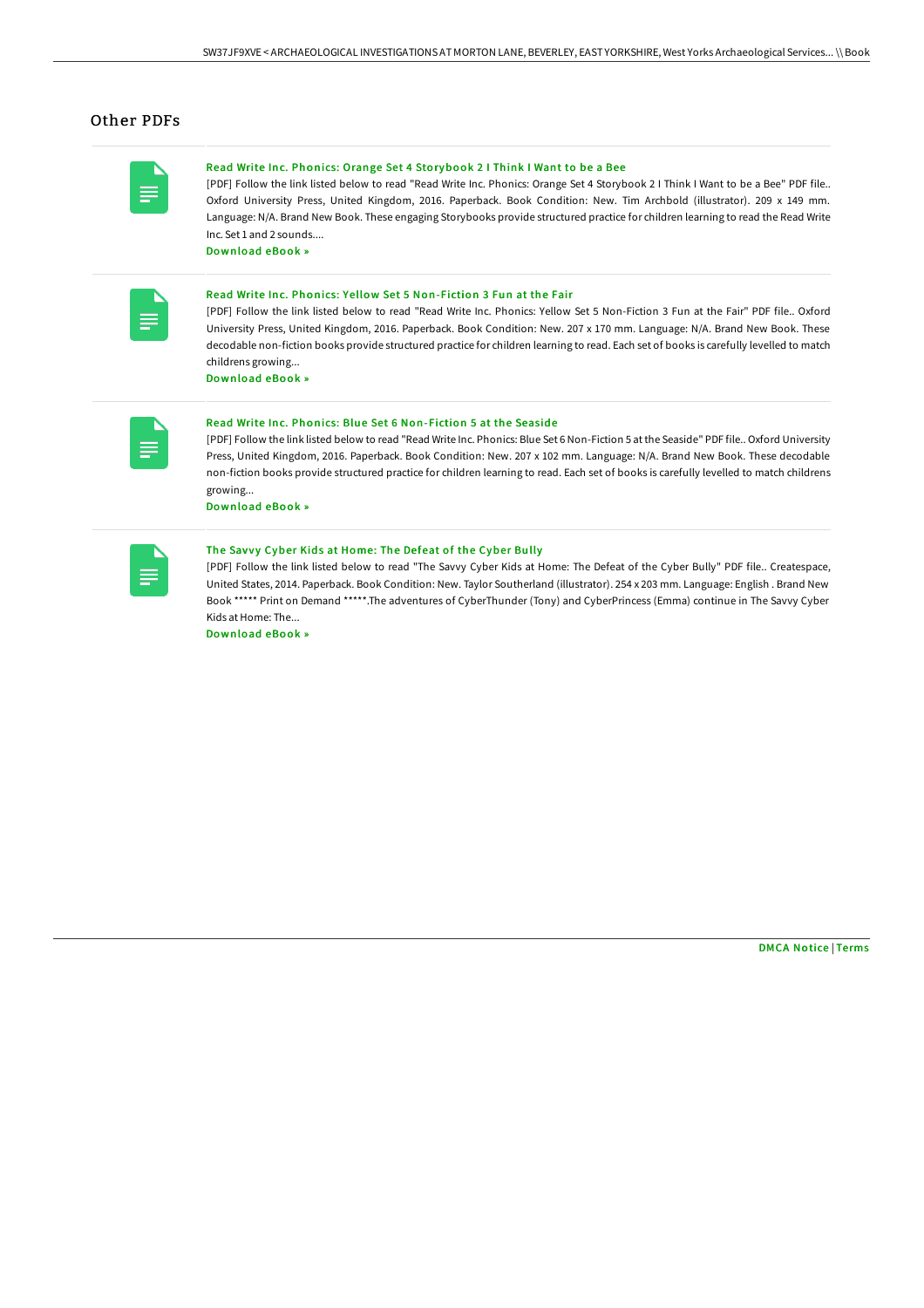## Other PDFs

### Read Write Inc. Phonics: Orange Set 4 Storybook 2 I Think I Want to be a Bee

[PDF] Follow the link listed below to read "Read Write Inc. Phonics: Orange Set 4 Storybook 2 I Think I Want to be a Bee" PDF file.. Oxford University Press, United Kingdom, 2016. Paperback. Book Condition: New. Tim Archbold (illustrator). 209 x 149 mm. Language: N/A. Brand New Book. These engaging Storybooks provide structured practice for children learning to read the Read Write Inc. Set 1 and 2 sounds....

Download eBook »

### Read Write Inc. Phonics: Yellow Set 5 Non-Fiction 3 Fun at the Fair

[PDF] Follow the link listed below to read "Read Write Inc. Phonics: Yellow Set 5 Non-Fiction 3 Fun at the Fair" PDF file.. Oxford University Press, United Kingdom, 2016. Paperback. Book Condition: New. 207 x 170 mm. Language: N/A. Brand New Book. These decodable non-fiction books provide structured practice for children learning to read. Each set of books is carefully levelled to match childrens growing...

Download eBook »

### Read Write Inc. Phonics: Blue Set 6 Non-Fiction 5 at the Seaside

[PDF] Follow the link listed below to read "Read Write Inc. Phonics: Blue Set 6 Non-Fiction 5 at the Seaside" PDF file.. Oxford University Press, United Kingdom, 2016. Paperback. Book Condition: New. 207 x 102 mm. Language: N/A. Brand New Book. These decodable non-fiction books provide structured practice for children learning to read. Each set of books is carefully levelled to match childrens growing...

Download eBook »

### The Savvy Cyber Kids at Home: The Defeat of the Cyber Bully

[PDF] Follow the link listed below to read "The Savvy Cyber Kids at Home: The Defeat of the Cyber Bully" PDF file.. Createspace, United States, 2014. Paperback. Book Condition: New. Taylor Southerland (illustrator). 254 x 203 mm. Language: English . Brand New Book ***** Print on Demand *****.The adventures of CyberThunder (Tony) and CyberPrincess (Emma) continue in The Savvy Cyber Kids at Home: The...

Download eBook »